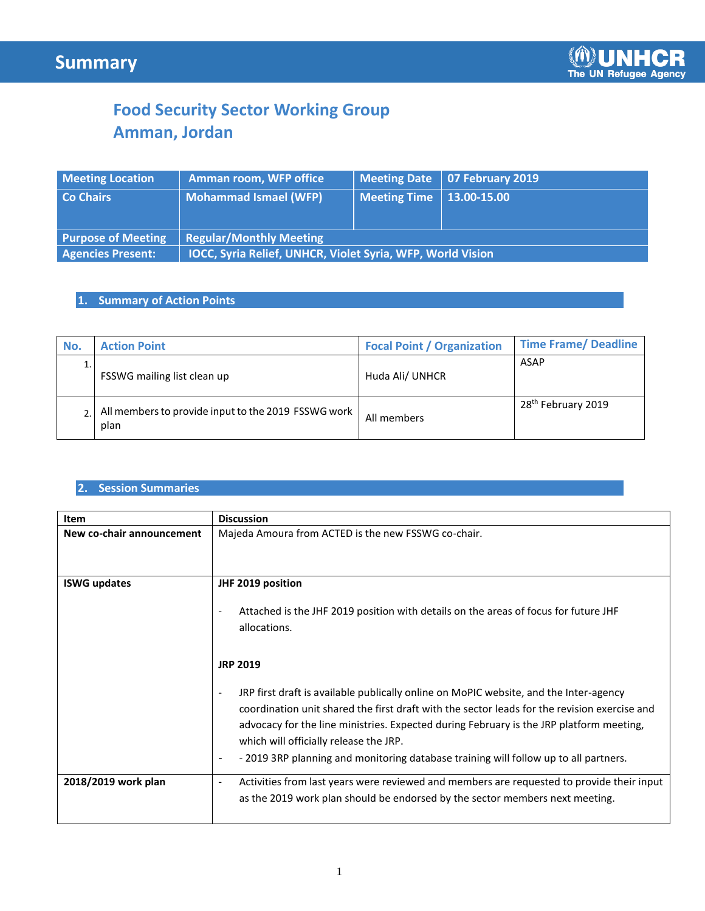# Summary

## Food Security Sector Working Group
## Amman, Jordan

| Meeting Location | Amman room, WFP office | Meeting Date | 07 February 2019 |
|---|---|---|---|
| Co Chairs | Mohammad Ismael (WFP) | Meeting Time | 13.00-15.00 |
| Purpose of Meeting | Regular/Monthly Meeting | | |
| Agencies Present: | IOCC, Syria Relief, UNHCR, Violet Syria, WFP, World Vision | | |

### 1. Summary of Action Points

| No. | Action Point | Focal Point / Organization | Time Frame/ Deadline |
|---|---|---|---|
| 1. | FSSWG mailing list clean up | Huda Ali/ UNHCR | ASAP |
| 2. | All members to provide input to the 2019 FSSWG work plan | All members | 28th February 2019 |

### 2. Session Summaries

| Item | Discussion |
|---|---|
| **New co-chair announcement** | Majeda Amoura from ACTED is the new FSSWG co-chair. |
| **ISWG updates** | **JHF 2019 position**<br><br>- Attached is the JHF 2019 position with details on the areas of focus for future JHF allocations.<br><br>**JRP 2019**<br><br>- JRP first draft is available publically online on MoPIC website, and the Inter-agency coordination unit shared the first draft with the sector leads for the revision exercise and advocacy for the line ministries. Expected during February is the JRP platform meeting, which will officially release the JRP.<br>- - 2019 3RP planning and monitoring database training will follow up to all partners. |
| **2018/2019 work plan** | - Activities from last years were reviewed and members are requested to provide their input as the 2019 work plan should be endorsed by the sector members next meeting. |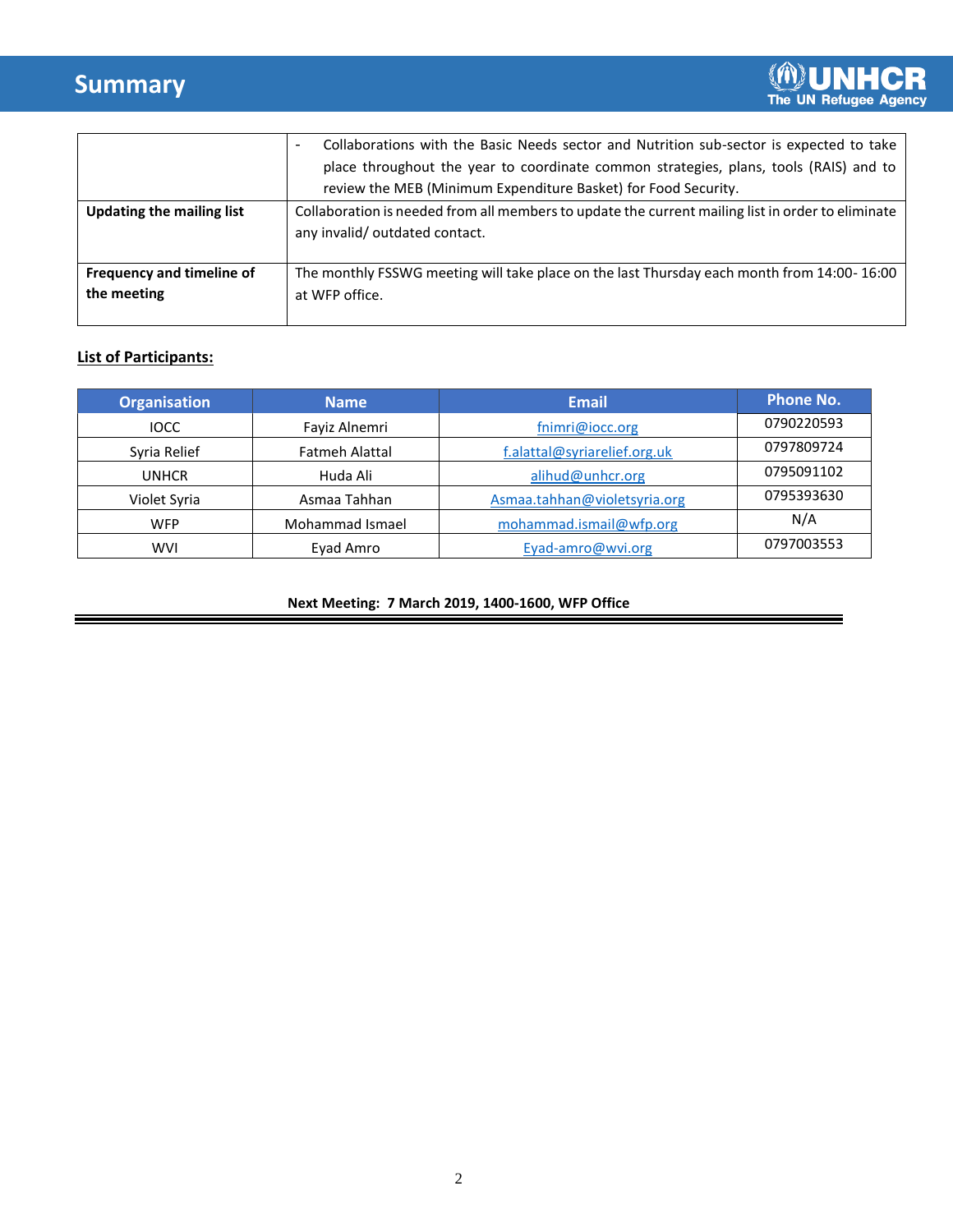## Summary

| | |
|---|---|
| | - Collaborations with the Basic Needs sector and Nutrition sub-sector is expected to take place throughout the year to coordinate common strategies, plans, tools (RAIS) and to review the MEB (Minimum Expenditure Basket) for Food Security. |
| **Updating the mailing list** | Collaboration is needed from all members to update the current mailing list in order to eliminate any invalid/ outdated contact. |
| **Frequency and timeline of the meeting** | The monthly FSSWG meeting will take place on the last Thursday each month from 14:00- 16:00 at WFP office. |

**List of Participants:**

| Organisation | Name | Email | Phone No. |
|---|---|---|---|
| IOCC | Fayiz Alnemri | fnimri@iocc.org | 0790220593 |
| Syria Relief | Fatmeh Alattal | f.alattal@syriarelief.org.uk | 0797809724 |
| UNHCR | Huda Ali | alihud@unhcr.org | 0795091102 |
| Violet Syria | Asmaa Tahhan | Asmaa.tahhan@violetsyria.org | 0795393630 |
| WFP | Mohammad Ismael | mohammad.ismail@wfp.org | N/A |
| WVI | Eyad Amro | Eyad-amro@wvi.org | 0797003553 |

**Next Meeting: 7 March 2019, 1400-1600, WFP Office**